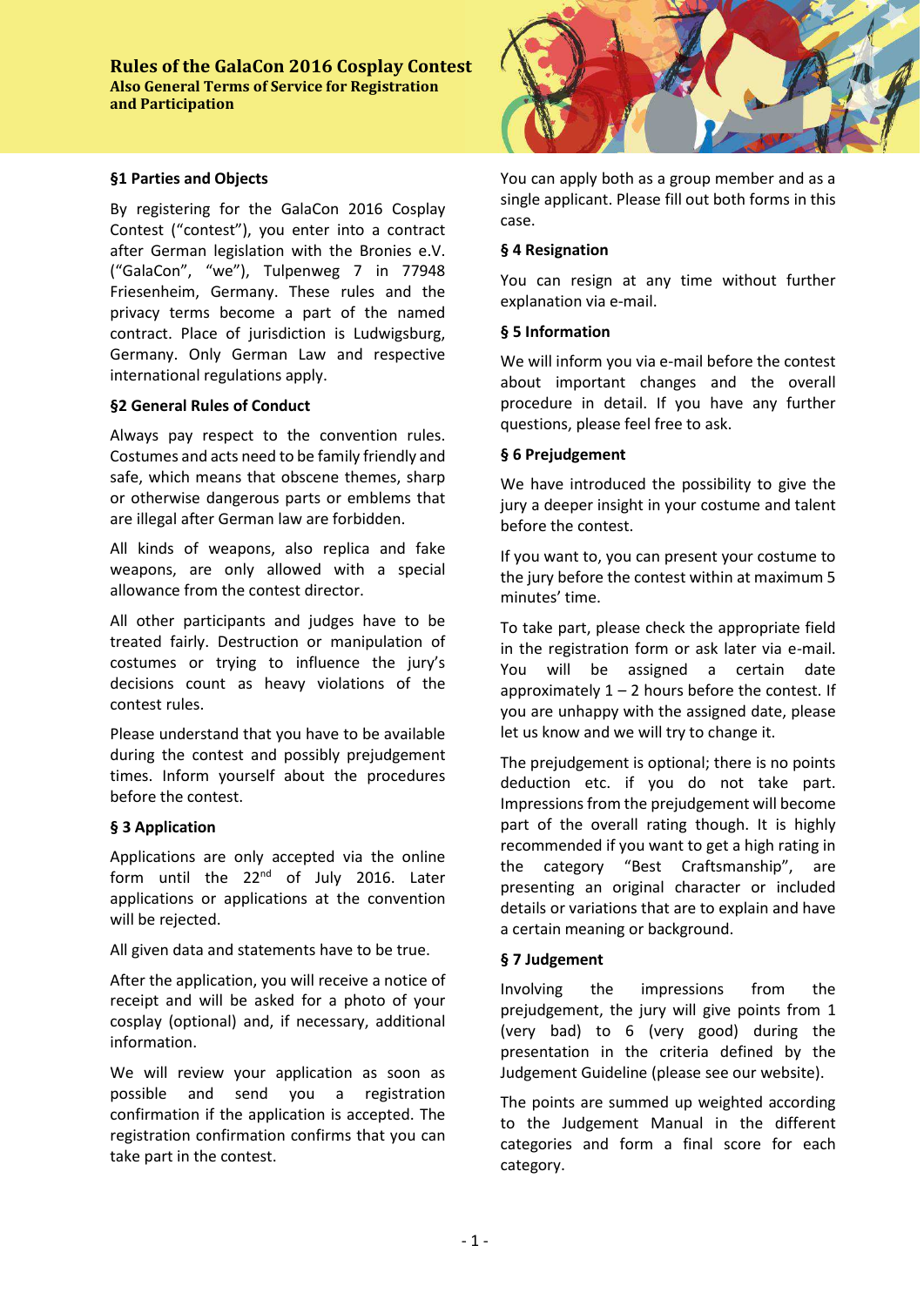# Rules of the GalaCon 2016 Cosplay Contest

**Also General Terms of Service for Registration and Participation**

## §1 Parties and Objects

By registering for the GalaCon 2016 Cosplay Contest ("contest"), you enter into a contract after German legislation with the Bronies e.V. ("GalaCon", "we"), Tulpenweg 7 in 77948 Friesenheim, Germany. These rules and the privacy terms become a part of the named contract. Place of jurisdiction is Ludwigsburg, Germany. Only German Law and respective international regulations apply.

## §2 General Rules of Conduct

Always pay respect to the convention rules. Costumes and acts need to be family friendly and safe, which means that obscene themes, sharp or otherwise dangerous parts or emblems that are illegal after German law are forbidden.

All kinds of weapons, also replica and fake weapons, are only allowed with a special allowance from the contest director.

All other participants and judges have to be treated fairly. Destruction or manipulation of costumes or trying to influence the jury's decisions count as heavy violations of the contest rules.

Please understand that you have to be available during the contest and possibly prejudgement times. Inform yourself about the procedures before the contest.

## § 3 Application

Applications are only accepted via the online form until the 22nd of July 2016. Later applications or applications at the convention will be rejected.

All given data and statements have to be true.

After the application, you will receive a notice of receipt and will be asked for a photo of your cosplay (optional) and, if necessary, additional information.

We will review your application as soon as possible and send you a registration confirmation if the application is accepted. The registration confirmation confirms that you can take part in the contest.

You can apply both as a group member and as a single applicant. Please fill out both forms in this case.

## § 4 Resignation

You can resign at any time without further explanation via e-mail.

## § 5 Information

We will inform you via e-mail before the contest about important changes and the overall procedure in detail. If you have any further questions, please feel free to ask.

## § 6 Prejudgement

We have introduced the possibility to give the jury a deeper insight in your costume and talent before the contest.

If you want to, you can present your costume to the jury before the contest within at maximum 5 minutes' time.

To take part, please check the appropriate field in the registration form or ask later via e-mail. You will be assigned a certain date approximately 1 – 2 hours before the contest. If you are unhappy with the assigned date, please let us know and we will try to change it.

The prejudgement is optional; there is no points deduction etc. if you do not take part. Impressions from the prejudgement will become part of the overall rating though. It is highly recommended if you want to get a high rating in the category "Best Craftsmanship", are presenting an original character or included details or variations that are to explain and have a certain meaning or background.

## § 7 Judgement

Involving the impressions from the prejudgement, the jury will give points from 1 (very bad) to 6 (very good) during the presentation in the criteria defined by the Judgement Guideline (please see our website).

The points are summed up weighted according to the Judgement Manual in the different categories and form a final score for each category.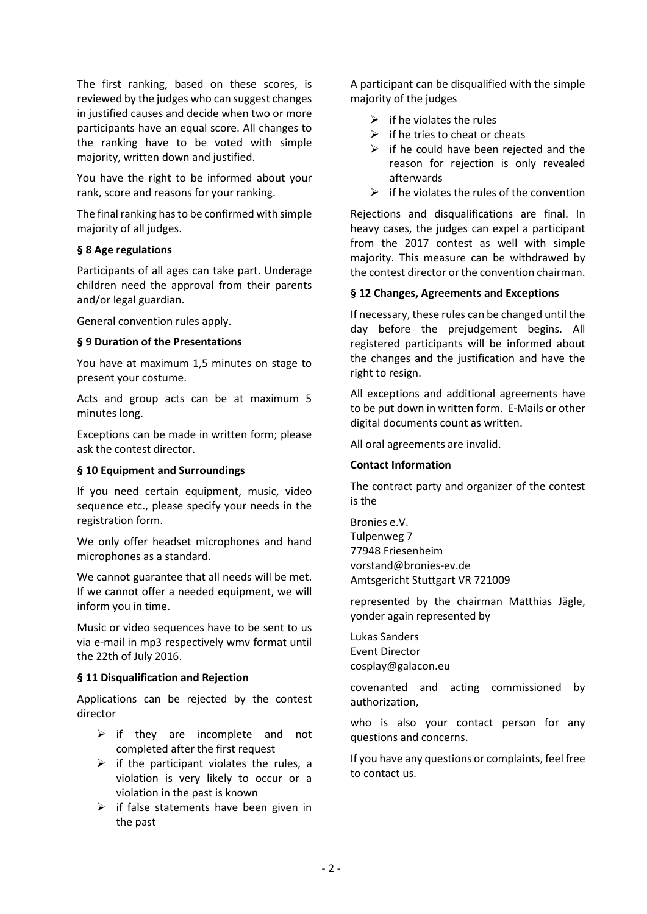The first ranking, based on these scores, is reviewed by the judges who can suggest changes in justified causes and decide when two or more participants have an equal score. All changes to the ranking have to be voted with simple majority, written down and justified.

You have the right to be informed about your rank, score and reasons for your ranking.

The final ranking has to be confirmed with simple majority of all judges.

**§ 8 Age regulations**

Participants of all ages can take part. Underage children need the approval from their parents and/or legal guardian.

General convention rules apply.

**§ 9 Duration of the Presentations**

You have at maximum 1,5 minutes on stage to present your costume.

Acts and group acts can be at maximum 5 minutes long.

Exceptions can be made in written form; please ask the contest director.

**§ 10 Equipment and Surroundings**

If you need certain equipment, music, video sequence etc., please specify your needs in the registration form.

We only offer headset microphones and hand microphones as a standard.

We cannot guarantee that all needs will be met. If we cannot offer a needed equipment, we will inform you in time.

Music or video sequences have to be sent to us via e-mail in mp3 respectively wmv format until the 22th of July 2016.

**§ 11 Disqualification and Rejection**

Applications can be rejected by the contest director

- if they are incomplete and not completed after the first request
- if the participant violates the rules, a violation is very likely to occur or a violation in the past is known
- if false statements have been given in the past

A participant can be disqualified with the simple majority of the judges

- if he violates the rules
- if he tries to cheat or cheats
- if he could have been rejected and the reason for rejection is only revealed afterwards
- if he violates the rules of the convention

Rejections and disqualifications are final. In heavy cases, the judges can expel a participant from the 2017 contest as well with simple majority. This measure can be withdrawed by the contest director or the convention chairman.

**§ 12 Changes, Agreements and Exceptions**

If necessary, these rules can be changed until the day before the prejudgement begins. All registered participants will be informed about the changes and the justification and have the right to resign.

All exceptions and additional agreements have to be put down in written form. E-Mails or other digital documents count as written.

All oral agreements are invalid.

**Contact Information**

The contract party and organizer of the contest is the

Bronies e.V.
Tulpenweg 7
77948 Friesenheim
vorstand@bronies-ev.de
Amtsgericht Stuttgart VR 721009

represented by the chairman Matthias Jägle, yonder again represented by

Lukas Sanders
Event Director
cosplay@galacon.eu

covenanted and acting commissioned by authorization,

who is also your contact person for any questions and concerns.

If you have any questions or complaints, feel free to contact us.